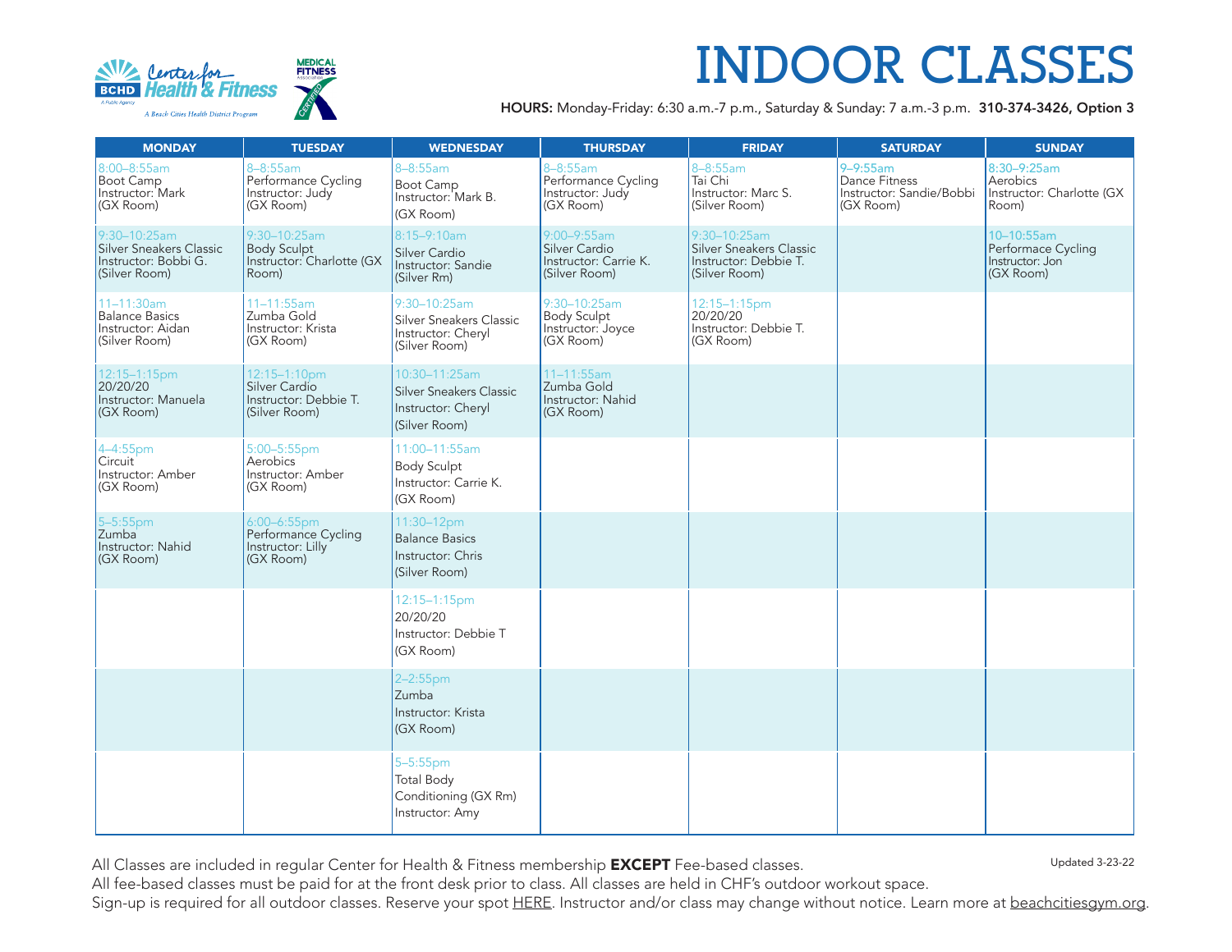BCHD Center for Health & Fitness
A Public Agency
A Beach Cities Health District Program

MEDICAL FITNESS Association CERTIFIED

# INDOOR CLASSES

**HOURS:** Monday-Friday: 6:30 a.m.-7 p.m., Saturday & Sunday: 7 a.m.-3 p.m. **310-374-3426, Option 3**

| MONDAY | TUESDAY | WEDNESDAY | THURSDAY | FRIDAY | SATURDAY | SUNDAY |
|---|---|---|---|---|---|---|
| 8:00–8:55am Boot Camp Instructor: Mark (GX Room) | 8–8:55am Performance Cycling Instructor: Judy (GX Room) | 8–8:55am Boot Camp Instructor: Mark B. (GX Room) | 8–8:55am Performance Cycling Instructor: Judy (GX Room) | 8–8:55am Tai Chi Instructor: Marc S. (Silver Room) | 9–9:55am Dance Fitness Instructor: Sandie/Bobbi (GX Room) | 8:30–9:25am Aerobics Instructor: Charlotte (GX Room) |
| 9:30–10:25am Silver Sneakers Classic Instructor: Bobbi G. (Silver Room) | 9:30–10:25am Body Sculpt Instructor: Charlotte (GX Room) | 8:15–9:10am Silver Cardio Instructor: Sandie (Silver Rm) | 9:00–9:55am Silver Cardio Instructor: Carrie K. (Silver Room) | 9:30–10:25am Silver Sneakers Classic Instructor: Debbie T. (Silver Room) | | 10–10:55am Perfomace Cycling Instructor: Jon (GX Room) |
| 11–11:30am Balance Basics Instructor: Aidan (Silver Room) | 11–11:55am Zumba Gold Instructor: Krista (GX Room) | 9:30–10:25am Silver Sneakers Classic Instructor: Cheryl (Silver Room) | 9:30–10:25am Body Sculpt Instructor: Joyce (GX Room) | 12:15–1:15pm 20/20/20 Instructor: Debbie T. (GX Room) | | |
| 12:15–1:15pm 20/20/20 Instructor: Manuela (GX Room) | 12:15–1:10pm Silver Cardio Instructor: Debbie T. (Silver Room) | 10:30–11:25am Silver Sneakers Classic Instructor: Cheryl (Silver Room) | 11–11:55am Zumba Gold Instructor: Nahid (GX Room) | | | |
| 4–4:55pm Circuit Instructor: Amber (GX Room) | 5:00–5:55pm Aerobics Instructor: Amber (GX Room) | 11:00–11:55am Body Sculpt Instructor: Carrie K. (GX Room) | | | | |
| 5–5:55pm Zumba Instructor: Nahid (GX Room) | 6:00–6:55pm Performance Cycling Instructor: Lilly (GX Room) | 11:30–12pm Balance Basics Instructor: Chris (Silver Room) | | | | |
| | | 12:15–1:15pm 20/20/20 Instructor: Debbie T (GX Room) | | | | |
| | | 2–2:55pm Zumba Instructor: Krista (GX Room) | | | | |
| | | 5–5:55pm Total Body Conditioning (GX Rm) Instructor: Amy | | | | |

All Classes are included in regular Center for Health & Fitness membership **EXCEPT** Fee-based classes.
All fee-based classes must be paid for at the front desk prior to class. All classes are held in CHF's outdoor workout space.
Sign-up is required for all outdoor classes. Reserve your spot HERE. Instructor and/or class may change without notice. Learn more at beachcitiesgym.org.

Updated 3-23-22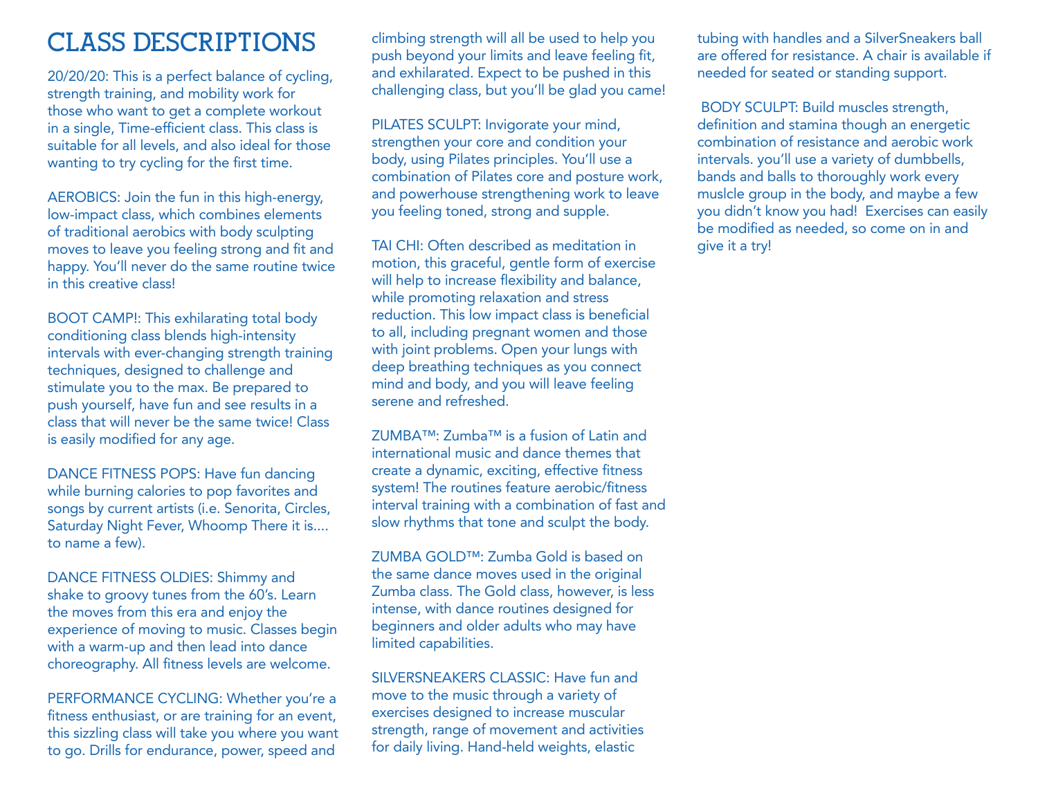# CLASS DESCRIPTIONS

20/20/20: This is a perfect balance of cycling, strength training, and mobility work for those who want to get a complete workout in a single, Time-efficient class. This class is suitable for all levels, and also ideal for those wanting to try cycling for the first time.

AEROBICS: Join the fun in this high-energy, low-impact class, which combines elements of traditional aerobics with body sculpting moves to leave you feeling strong and fit and happy. You'll never do the same routine twice in this creative class!

BOOT CAMP!: This exhilarating total body conditioning class blends high-intensity intervals with ever-changing strength training techniques, designed to challenge and stimulate you to the max. Be prepared to push yourself, have fun and see results in a class that will never be the same twice! Class is easily modified for any age.

DANCE FITNESS POPS: Have fun dancing while burning calories to pop favorites and songs by current artists (i.e. Senorita, Circles, Saturday Night Fever, Whoomp There it is.... to name a few).

DANCE FITNESS OLDIES: Shimmy and shake to groovy tunes from the 60's. Learn the moves from this era and enjoy the experience of moving to music. Classes begin with a warm-up and then lead into dance choreography. All fitness levels are welcome.

PERFORMANCE CYCLING: Whether you're a fitness enthusiast, or are training for an event, this sizzling class will take you where you want to go. Drills for endurance, power, speed and climbing strength will all be used to help you push beyond your limits and leave feeling fit, and exhilarated. Expect to be pushed in this challenging class, but you'll be glad you came!

PILATES SCULPT: Invigorate your mind, strengthen your core and condition your body, using Pilates principles. You'll use a combination of Pilates core and posture work, and powerhouse strengthening work to leave you feeling toned, strong and supple.

TAI CHI: Often described as meditation in motion, this graceful, gentle form of exercise will help to increase flexibility and balance, while promoting relaxation and stress reduction. This low impact class is beneficial to all, including pregnant women and those with joint problems. Open your lungs with deep breathing techniques as you connect mind and body, and you will leave feeling serene and refreshed.

ZUMBA™: Zumba™ is a fusion of Latin and international music and dance themes that create a dynamic, exciting, effective fitness system! The routines feature aerobic/fitness interval training with a combination of fast and slow rhythms that tone and sculpt the body.

ZUMBA GOLD™: Zumba Gold is based on the same dance moves used in the original Zumba class. The Gold class, however, is less intense, with dance routines designed for beginners and older adults who may have limited capabilities.

SILVERSNEAKERS CLASSIC: Have fun and move to the music through a variety of exercises designed to increase muscular strength, range of movement and activities for daily living. Hand-held weights, elastic tubing with handles and a SilverSneakers ball are offered for resistance. A chair is available if needed for seated or standing support.

BODY SCULPT: Build muscles strength, definition and stamina though an energetic combination of resistance and aerobic work intervals. you'll use a variety of dumbbells, bands and balls to thoroughly work every muslcle group in the body, and maybe a few you didn't know you had! Exercises can easily be modified as needed, so come on in and give it a try!